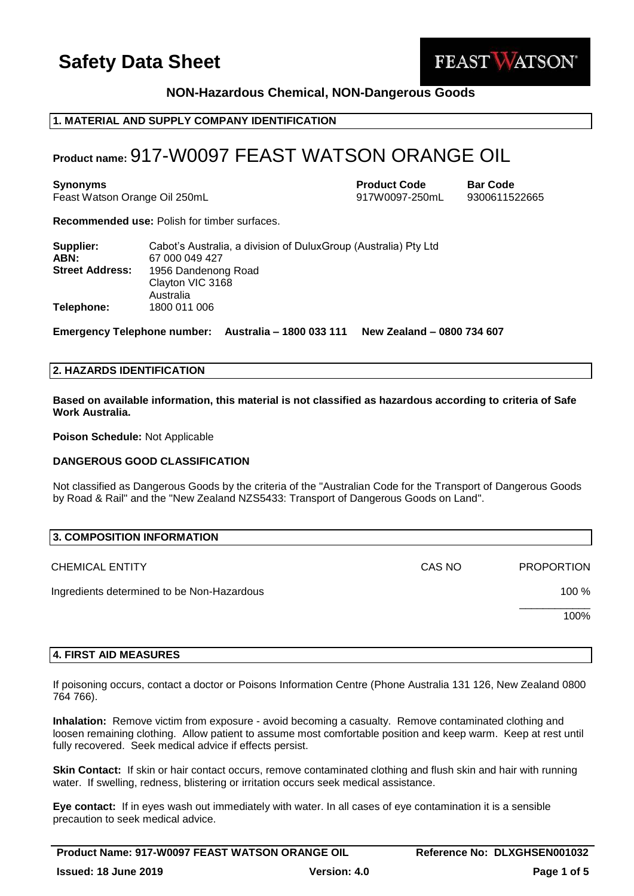# Safety Data Sheet

FEAST WATSON

**NON-Hazardous Chemical, NON-Dangerous Goods**

## 1. MATERIAL AND SUPPLY COMPANY IDENTIFICATION

# Product name: 917-W0097 FEAST WATSON ORANGE OIL

| **Synonyms** | **Product Code** | **Bar Code** |
|---|---|---|
| Feast Watson Orange Oil 250mL | 917W0097-250mL | 9300611522665 |

**Recommended use:** Polish for timber surfaces.

| | |
|---|---|
| **Supplier:** | Cabot's Australia, a division of DuluxGroup (Australia) Pty Ltd |
| **ABN:** | 67 000 049 427 |
| **Street Address:** | 1956 Dandenong Road<br>Clayton VIC 3168<br>Australia |
| **Telephone:** | 1800 011 006 |

**Emergency Telephone number: Australia – 1800 033 111 New Zealand – 0800 734 607**

## 2. HAZARDS IDENTIFICATION

**Based on available information, this material is not classified as hazardous according to criteria of Safe Work Australia.**

**Poison Schedule:** Not Applicable

**DANGEROUS GOOD CLASSIFICATION**

Not classified as Dangerous Goods by the criteria of the "Australian Code for the Transport of Dangerous Goods by Road & Rail" and the "New Zealand NZS5433: Transport of Dangerous Goods on Land".

## 3. COMPOSITION INFORMATION

| CHEMICAL ENTITY | CAS NO | PROPORTION |
|---|---|---|
| Ingredients determined to be Non-Hazardous | | 100 % |
| | | 100% |

## 4. FIRST AID MEASURES

If poisoning occurs, contact a doctor or Poisons Information Centre (Phone Australia 131 126, New Zealand 0800 764 766).

**Inhalation:** Remove victim from exposure - avoid becoming a casualty. Remove contaminated clothing and loosen remaining clothing. Allow patient to assume most comfortable position and keep warm. Keep at rest until fully recovered. Seek medical advice if effects persist.

**Skin Contact:** If skin or hair contact occurs, remove contaminated clothing and flush skin and hair with running water. If swelling, redness, blistering or irritation occurs seek medical assistance.

**Eye contact:** If in eyes wash out immediately with water. In all cases of eye contamination it is a sensible precaution to seek medical advice.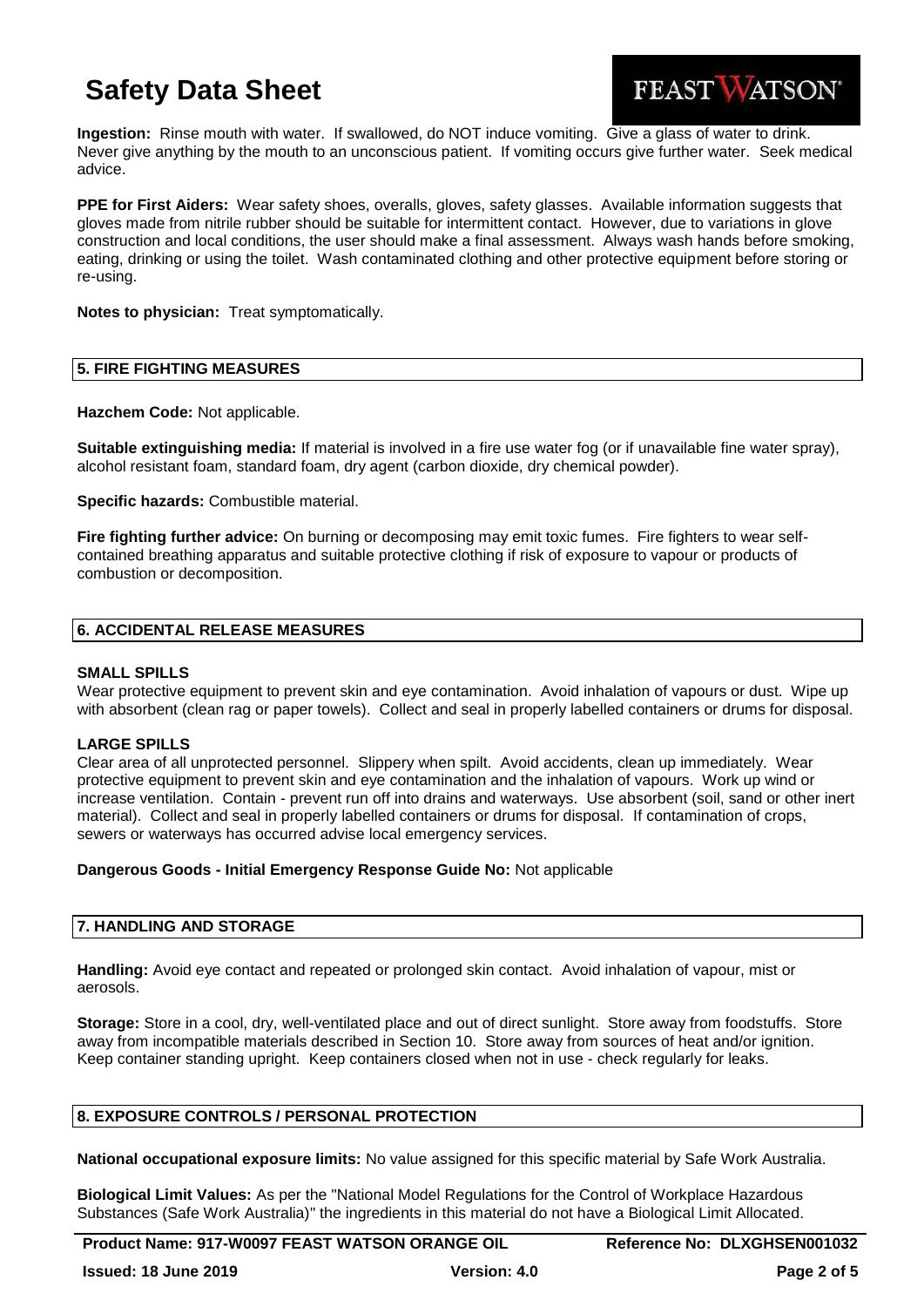**Ingestion:** Rinse mouth with water. If swallowed, do NOT induce vomiting. Give a glass of water to drink. Never give anything by the mouth to an unconscious patient. If vomiting occurs give further water. Seek medical advice.

**PPE for First Aiders:** Wear safety shoes, overalls, gloves, safety glasses. Available information suggests that gloves made from nitrile rubber should be suitable for intermittent contact. However, due to variations in glove construction and local conditions, the user should make a final assessment. Always wash hands before smoking, eating, drinking or using the toilet. Wash contaminated clothing and other protective equipment before storing or re-using.

**Notes to physician:** Treat symptomatically.

## 5. FIRE FIGHTING MEASURES

**Hazchem Code:** Not applicable.

**Suitable extinguishing media:** If material is involved in a fire use water fog (or if unavailable fine water spray), alcohol resistant foam, standard foam, dry agent (carbon dioxide, dry chemical powder).

**Specific hazards:** Combustible material.

**Fire fighting further advice:** On burning or decomposing may emit toxic fumes. Fire fighters to wear self-contained breathing apparatus and suitable protective clothing if risk of exposure to vapour or products of combustion or decomposition.

## 6. ACCIDENTAL RELEASE MEASURES

### SMALL SPILLS

Wear protective equipment to prevent skin and eye contamination. Avoid inhalation of vapours or dust. Wipe up with absorbent (clean rag or paper towels). Collect and seal in properly labelled containers or drums for disposal.

### LARGE SPILLS

Clear area of all unprotected personnel. Slippery when spilt. Avoid accidents, clean up immediately. Wear protective equipment to prevent skin and eye contamination and the inhalation of vapours. Work up wind or increase ventilation. Contain - prevent run off into drains and waterways. Use absorbent (soil, sand or other inert material). Collect and seal in properly labelled containers or drums for disposal. If contamination of crops, sewers or waterways has occurred advise local emergency services.

**Dangerous Goods - Initial Emergency Response Guide No:** Not applicable

## 7. HANDLING AND STORAGE

**Handling:** Avoid eye contact and repeated or prolonged skin contact. Avoid inhalation of vapour, mist or aerosols.

**Storage:** Store in a cool, dry, well-ventilated place and out of direct sunlight. Store away from foodstuffs. Store away from incompatible materials described in Section 10. Store away from sources of heat and/or ignition. Keep container standing upright. Keep containers closed when not in use - check regularly for leaks.

## 8. EXPOSURE CONTROLS / PERSONAL PROTECTION

**National occupational exposure limits:** No value assigned for this specific material by Safe Work Australia.

**Biological Limit Values:** As per the "National Model Regulations for the Control of Workplace Hazardous Substances (Safe Work Australia)" the ingredients in this material do not have a Biological Limit Allocated.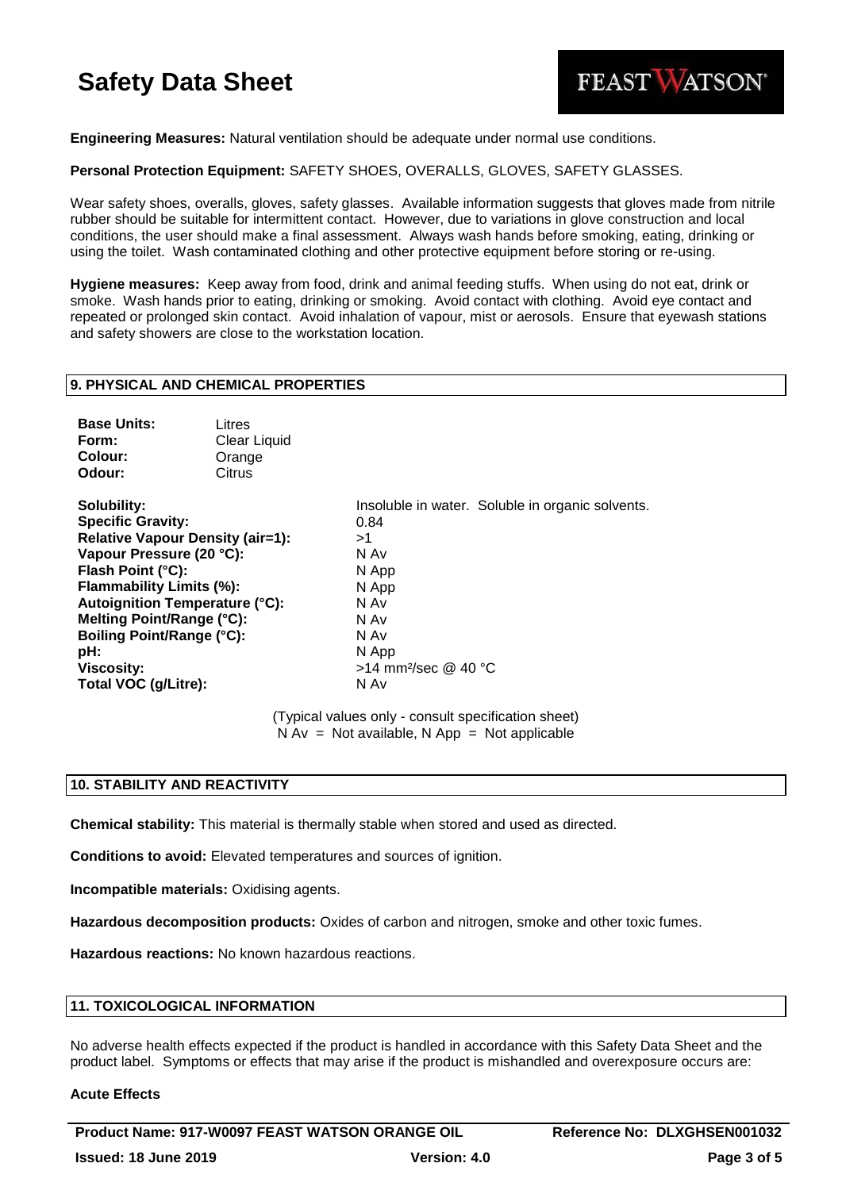**Engineering Measures:** Natural ventilation should be adequate under normal use conditions.

**Personal Protection Equipment:** SAFETY SHOES, OVERALLS, GLOVES, SAFETY GLASSES.

Wear safety shoes, overalls, gloves, safety glasses. Available information suggests that gloves made from nitrile rubber should be suitable for intermittent contact. However, due to variations in glove construction and local conditions, the user should make a final assessment. Always wash hands before smoking, eating, drinking or using the toilet. Wash contaminated clothing and other protective equipment before storing or re-using.

**Hygiene measures:** Keep away from food, drink and animal feeding stuffs. When using do not eat, drink or smoke. Wash hands prior to eating, drinking or smoking. Avoid contact with clothing. Avoid eye contact and repeated or prolonged skin contact. Avoid inhalation of vapour, mist or aerosols. Ensure that eyewash stations and safety showers are close to the workstation location.

## 9. PHYSICAL AND CHEMICAL PROPERTIES

| | |
|---|---|
| **Base Units:** | Litres |
| **Form:** | Clear Liquid |
| **Colour:** | Orange |
| **Odour:** | Citrus |

| | |
|---|---|
| **Solubility:** | Insoluble in water. Soluble in organic solvents. |
| **Specific Gravity:** | 0.84 |
| **Relative Vapour Density (air=1):** | >1 |
| **Vapour Pressure (20 °C):** | N Av |
| **Flash Point (°C):** | N App |
| **Flammability Limits (%):** | N App |
| **Autoignition Temperature (°C):** | N Av |
| **Melting Point/Range (°C):** | N Av |
| **Boiling Point/Range (°C):** | N Av |
| **pH:** | N App |
| **Viscosity:** | >14 $mm^2$/sec @ 40 °C |
| **Total VOC (g/Litre):** | N Av |

(Typical values only - consult specification sheet)
N Av = Not available, N App = Not applicable

## 10. STABILITY AND REACTIVITY

**Chemical stability:** This material is thermally stable when stored and used as directed.

**Conditions to avoid:** Elevated temperatures and sources of ignition.

**Incompatible materials:** Oxidising agents.

**Hazardous decomposition products:** Oxides of carbon and nitrogen, smoke and other toxic fumes.

**Hazardous reactions:** No known hazardous reactions.

## 11. TOXICOLOGICAL INFORMATION

No adverse health effects expected if the product is handled in accordance with this Safety Data Sheet and the product label. Symptoms or effects that may arise if the product is mishandled and overexposure occurs are:

**Acute Effects**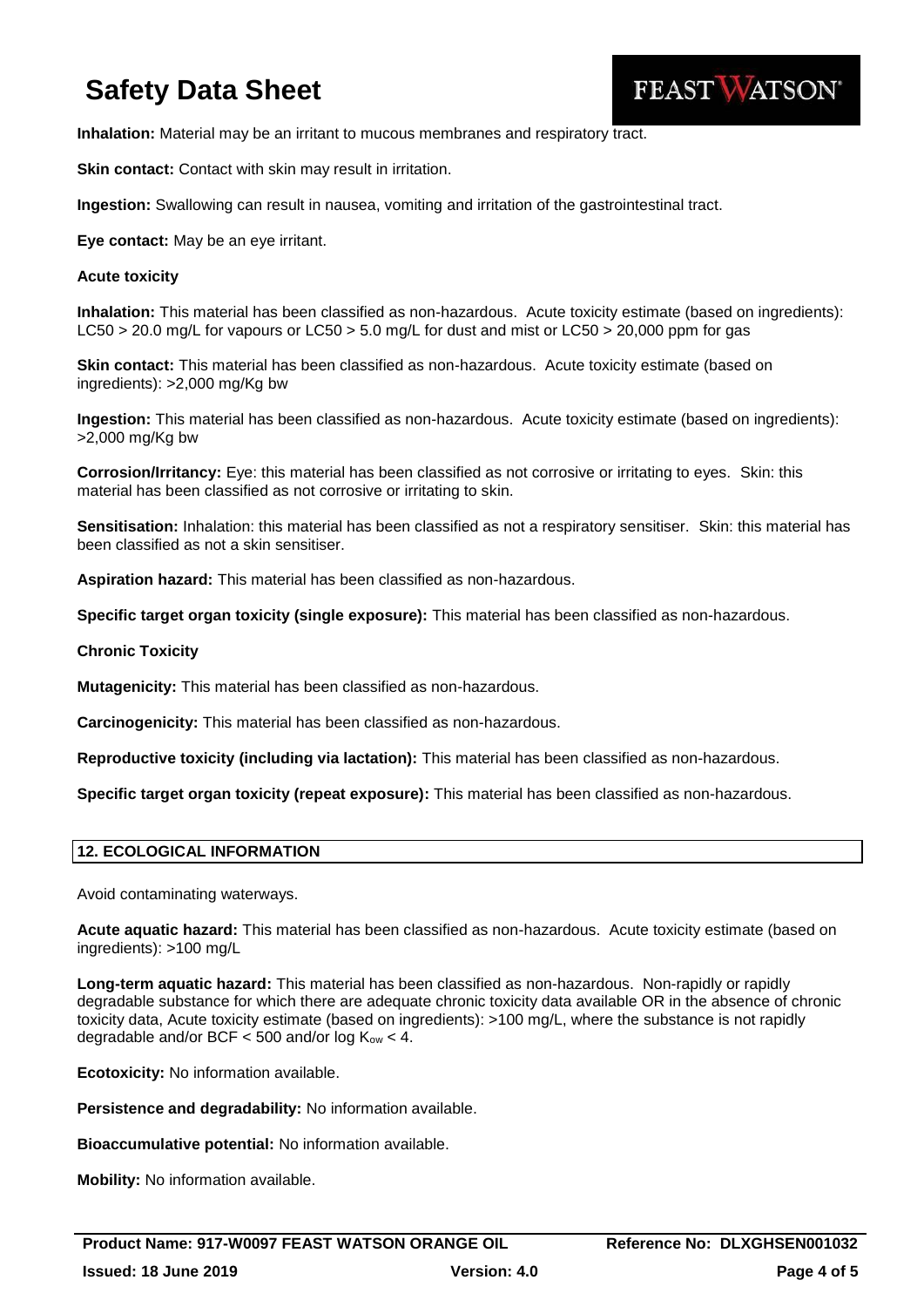**Inhalation:** Material may be an irritant to mucous membranes and respiratory tract.

**Skin contact:** Contact with skin may result in irritation.

**Ingestion:** Swallowing can result in nausea, vomiting and irritation of the gastrointestinal tract.

**Eye contact:** May be an eye irritant.

**Acute toxicity**

**Inhalation:** This material has been classified as non-hazardous. Acute toxicity estimate (based on ingredients): LC50 > 20.0 mg/L for vapours or LC50 > 5.0 mg/L for dust and mist or LC50 > 20,000 ppm for gas

**Skin contact:** This material has been classified as non-hazardous. Acute toxicity estimate (based on ingredients): >2,000 mg/Kg bw

**Ingestion:** This material has been classified as non-hazardous. Acute toxicity estimate (based on ingredients): >2,000 mg/Kg bw

**Corrosion/Irritancy:** Eye: this material has been classified as not corrosive or irritating to eyes. Skin: this material has been classified as not corrosive or irritating to skin.

**Sensitisation:** Inhalation: this material has been classified as not a respiratory sensitiser. Skin: this material has been classified as not a skin sensitiser.

**Aspiration hazard:** This material has been classified as non-hazardous.

**Specific target organ toxicity (single exposure):** This material has been classified as non-hazardous.

**Chronic Toxicity**

**Mutagenicity:** This material has been classified as non-hazardous.

**Carcinogenicity:** This material has been classified as non-hazardous.

**Reproductive toxicity (including via lactation):** This material has been classified as non-hazardous.

**Specific target organ toxicity (repeat exposure):** This material has been classified as non-hazardous.

## 12. ECOLOGICAL INFORMATION

Avoid contaminating waterways.

**Acute aquatic hazard:** This material has been classified as non-hazardous. Acute toxicity estimate (based on ingredients): >100 mg/L

**Long-term aquatic hazard:** This material has been classified as non-hazardous. Non-rapidly or rapidly degradable substance for which there are adequate chronic toxicity data available OR in the absence of chronic toxicity data, Acute toxicity estimate (based on ingredients): >100 mg/L, where the substance is not rapidly degradable and/or BCF < 500 and/or log $K_{ow}$ < 4.

**Ecotoxicity:** No information available.

**Persistence and degradability:** No information available.

**Bioaccumulative potential:** No information available.

**Mobility:** No information available.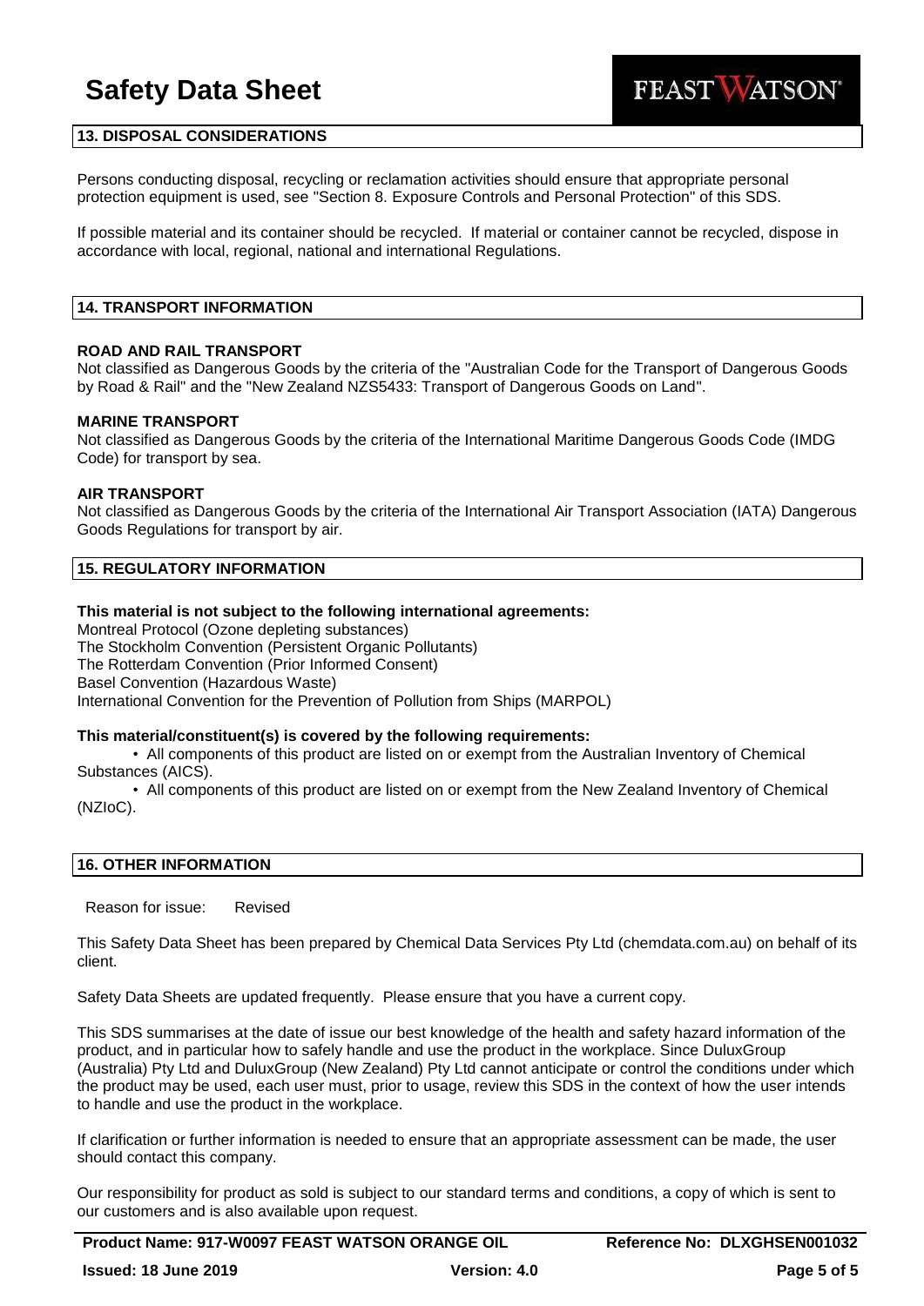## 13. DISPOSAL CONSIDERATIONS

Persons conducting disposal, recycling or reclamation activities should ensure that appropriate personal protection equipment is used, see "Section 8. Exposure Controls and Personal Protection" of this SDS.

If possible material and its container should be recycled. If material or container cannot be recycled, dispose in accordance with local, regional, national and international Regulations.

## 14. TRANSPORT INFORMATION

**ROAD AND RAIL TRANSPORT**

Not classified as Dangerous Goods by the criteria of the "Australian Code for the Transport of Dangerous Goods by Road & Rail" and the "New Zealand NZS5433: Transport of Dangerous Goods on Land".

**MARINE TRANSPORT**

Not classified as Dangerous Goods by the criteria of the International Maritime Dangerous Goods Code (IMDG Code) for transport by sea.

**AIR TRANSPORT**

Not classified as Dangerous Goods by the criteria of the International Air Transport Association (IATA) Dangerous Goods Regulations for transport by air.

## 15. REGULATORY INFORMATION

**This material is not subject to the following international agreements:**

Montreal Protocol (Ozone depleting substances)
The Stockholm Convention (Persistent Organic Pollutants)
The Rotterdam Convention (Prior Informed Consent)
Basel Convention (Hazardous Waste)
International Convention for the Prevention of Pollution from Ships (MARPOL)

**This material/constituent(s) is covered by the following requirements:**

- All components of this product are listed on or exempt from the Australian Inventory of Chemical Substances (AICS).
- All components of this product are listed on or exempt from the New Zealand Inventory of Chemical (NZIoC).

## 16. OTHER INFORMATION

Reason for issue: Revised

This Safety Data Sheet has been prepared by Chemical Data Services Pty Ltd (chemdata.com.au) on behalf of its client.

Safety Data Sheets are updated frequently. Please ensure that you have a current copy.

This SDS summarises at the date of issue our best knowledge of the health and safety hazard information of the product, and in particular how to safely handle and use the product in the workplace. Since DuluxGroup (Australia) Pty Ltd and DuluxGroup (New Zealand) Pty Ltd cannot anticipate or control the conditions under which the product may be used, each user must, prior to usage, review this SDS in the context of how the user intends to handle and use the product in the workplace.

If clarification or further information is needed to ensure that an appropriate assessment can be made, the user should contact this company.

Our responsibility for product as sold is subject to our standard terms and conditions, a copy of which is sent to our customers and is also available upon request.